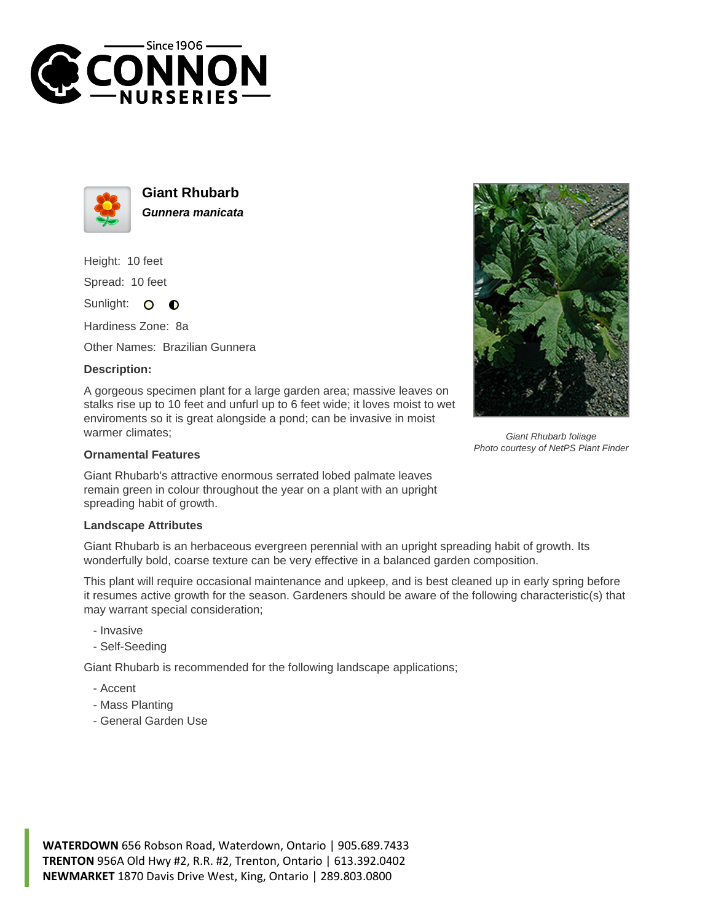# Giant Rhubarb

***Gunnera manicata***

Height: 10 feet

Spread: 10 feet

Sunlight:

Hardiness Zone: 8a

Other Names: Brazilian Gunnera

### Description:

A gorgeous specimen plant for a large garden area; massive leaves on stalks rise up to 10 feet and unfurl up to 6 feet wide; it loves moist to wet enviroments so it is great alongside a pond; can be invasive in moist warmer climates;

*Giant Rhubarb foliage*
*Photo courtesy of NetPS Plant Finder*

### Ornamental Features

Giant Rhubarb's attractive enormous serrated lobed palmate leaves remain green in colour throughout the year on a plant with an upright spreading habit of growth.

### Landscape Attributes

Giant Rhubarb is an herbaceous evergreen perennial with an upright spreading habit of growth. Its wonderfully bold, coarse texture can be very effective in a balanced garden composition.

This plant will require occasional maintenance and upkeep, and is best cleaned up in early spring before it resumes active growth for the season. Gardeners should be aware of the following characteristic(s) that may warrant special consideration;

- Invasive
- Self-Seeding

Giant Rhubarb is recommended for the following landscape applications;

- Accent
- Mass Planting
- General Garden Use

**WATERDOWN** 656 Robson Road, Waterdown, Ontario | 905.689.7433
**TRENTON** 956A Old Hwy #2, R.R. #2, Trenton, Ontario | 613.392.0402
**NEWMARKET** 1870 Davis Drive West, King, Ontario | 289.803.0800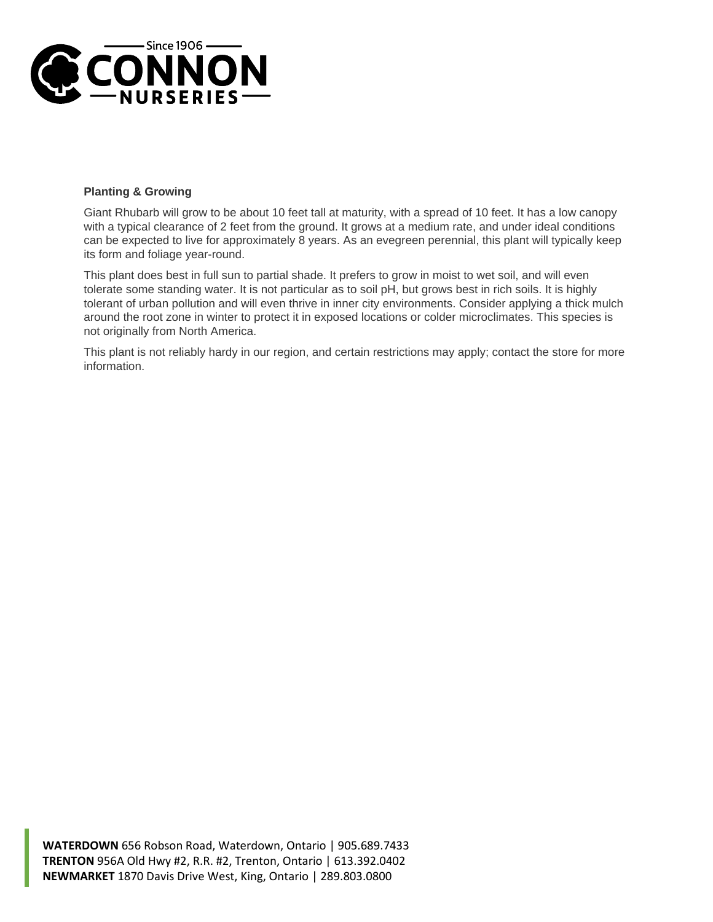### Planting & Growing

Giant Rhubarb will grow to be about 10 feet tall at maturity, with a spread of 10 feet. It has a low canopy with a typical clearance of 2 feet from the ground. It grows at a medium rate, and under ideal conditions can be expected to live for approximately 8 years. As an evegreen perennial, this plant will typically keep its form and foliage year-round.

This plant does best in full sun to partial shade. It prefers to grow in moist to wet soil, and will even tolerate some standing water. It is not particular as to soil pH, but grows best in rich soils. It is highly tolerant of urban pollution and will even thrive in inner city environments. Consider applying a thick mulch around the root zone in winter to protect it in exposed locations or colder microclimates. This species is not originally from North America.

This plant is not reliably hardy in our region, and certain restrictions may apply; contact the store for more information.